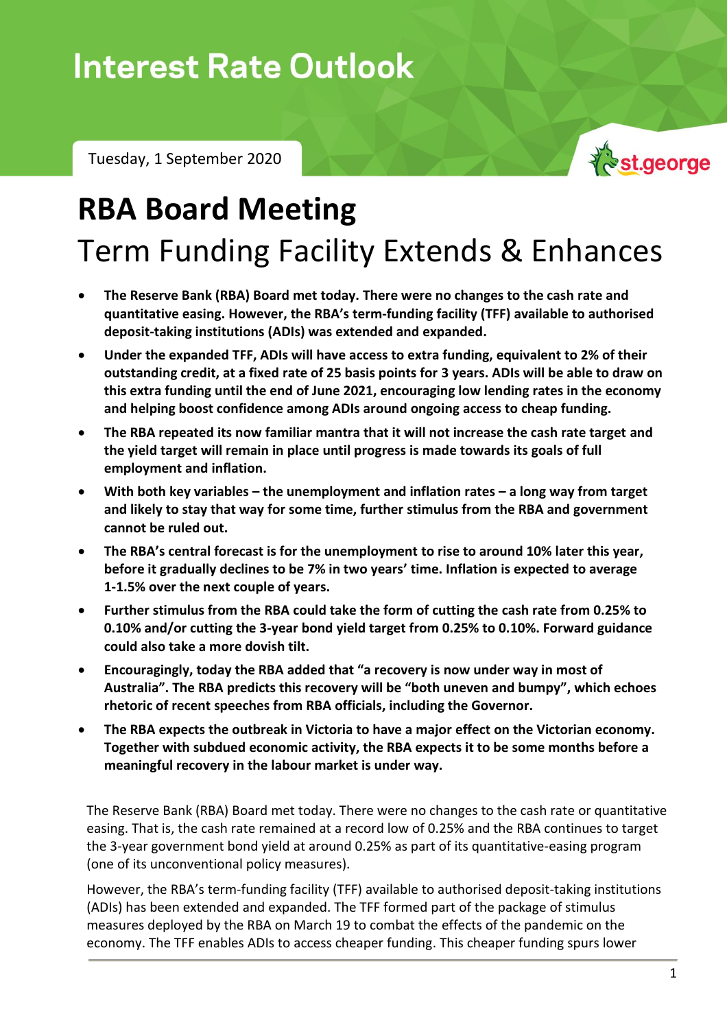# Interest Rate Outlook

Tuesday, 1 September 2020

st.george

# RBA Board Meeting

## Term Funding Facility Extends & Enhances

- **The Reserve Bank (RBA) Board met today. There were no changes to the cash rate and quantitative easing. However, the RBA's term-funding facility (TFF) available to authorised deposit-taking institutions (ADIs) was extended and expanded.**
- **Under the expanded TFF, ADIs will have access to extra funding, equivalent to 2% of their outstanding credit, at a fixed rate of 25 basis points for 3 years. ADIs will be able to draw on this extra funding until the end of June 2021, encouraging low lending rates in the economy and helping boost confidence among ADIs around ongoing access to cheap funding.**
- **The RBA repeated its now familiar mantra that it will not increase the cash rate target and the yield target will remain in place until progress is made towards its goals of full employment and inflation.**
- **With both key variables – the unemployment and inflation rates – a long way from target and likely to stay that way for some time, further stimulus from the RBA and government cannot be ruled out.**
- **The RBA's central forecast is for the unemployment to rise to around 10% later this year, before it gradually declines to be 7% in two years' time. Inflation is expected to average 1-1.5% over the next couple of years.**
- **Further stimulus from the RBA could take the form of cutting the cash rate from 0.25% to 0.10% and/or cutting the 3-year bond yield target from 0.25% to 0.10%. Forward guidance could also take a more dovish tilt.**
- **Encouragingly, today the RBA added that "a recovery is now under way in most of Australia". The RBA predicts this recovery will be "both uneven and bumpy", which echoes rhetoric of recent speeches from RBA officials, including the Governor.**
- **The RBA expects the outbreak in Victoria to have a major effect on the Victorian economy. Together with subdued economic activity, the RBA expects it to be some months before a meaningful recovery in the labour market is under way.**

The Reserve Bank (RBA) Board met today. There were no changes to the cash rate or quantitative easing. That is, the cash rate remained at a record low of 0.25% and the RBA continues to target the 3-year government bond yield at around 0.25% as part of its quantitative-easing program (one of its unconventional policy measures).

However, the RBA's term-funding facility (TFF) available to authorised deposit-taking institutions (ADIs) has been extended and expanded. The TFF formed part of the package of stimulus measures deployed by the RBA on March 19 to combat the effects of the pandemic on the economy. The TFF enables ADIs to access cheaper funding. This cheaper funding spurs lower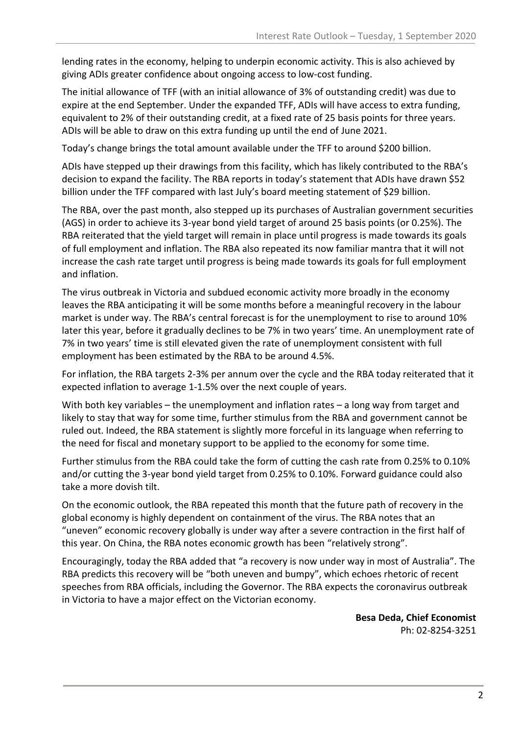lending rates in the economy, helping to underpin economic activity. This is also achieved by giving ADIs greater confidence about ongoing access to low-cost funding.

The initial allowance of TFF (with an initial allowance of 3% of outstanding credit) was due to expire at the end September. Under the expanded TFF, ADIs will have access to extra funding, equivalent to 2% of their outstanding credit, at a fixed rate of 25 basis points for three years. ADIs will be able to draw on this extra funding up until the end of June 2021.

Today's change brings the total amount available under the TFF to around $200 billion.

ADIs have stepped up their drawings from this facility, which has likely contributed to the RBA's decision to expand the facility. The RBA reports in today's statement that ADIs have drawn $52 billion under the TFF compared with last July's board meeting statement of $29 billion.

The RBA, over the past month, also stepped up its purchases of Australian government securities (AGS) in order to achieve its 3-year bond yield target of around 25 basis points (or 0.25%). The RBA reiterated that the yield target will remain in place until progress is made towards its goals of full employment and inflation. The RBA also repeated its now familiar mantra that it will not increase the cash rate target until progress is being made towards its goals for full employment and inflation.

The virus outbreak in Victoria and subdued economic activity more broadly in the economy leaves the RBA anticipating it will be some months before a meaningful recovery in the labour market is under way. The RBA's central forecast is for the unemployment to rise to around 10% later this year, before it gradually declines to be 7% in two years' time. An unemployment rate of 7% in two years' time is still elevated given the rate of unemployment consistent with full employment has been estimated by the RBA to be around 4.5%.

For inflation, the RBA targets 2-3% per annum over the cycle and the RBA today reiterated that it expected inflation to average 1-1.5% over the next couple of years.

With both key variables – the unemployment and inflation rates – a long way from target and likely to stay that way for some time, further stimulus from the RBA and government cannot be ruled out. Indeed, the RBA statement is slightly more forceful in its language when referring to the need for fiscal and monetary support to be applied to the economy for some time.

Further stimulus from the RBA could take the form of cutting the cash rate from 0.25% to 0.10% and/or cutting the 3-year bond yield target from 0.25% to 0.10%. Forward guidance could also take a more dovish tilt.

On the economic outlook, the RBA repeated this month that the future path of recovery in the global economy is highly dependent on containment of the virus. The RBA notes that an "uneven" economic recovery globally is under way after a severe contraction in the first half of this year. On China, the RBA notes economic growth has been "relatively strong".

Encouragingly, today the RBA added that "a recovery is now under way in most of Australia". The RBA predicts this recovery will be "both uneven and bumpy", which echoes rhetoric of recent speeches from RBA officials, including the Governor. The RBA expects the coronavirus outbreak in Victoria to have a major effect on the Victorian economy.

**Besa Deda, Chief Economist**
Ph: 02-8254-3251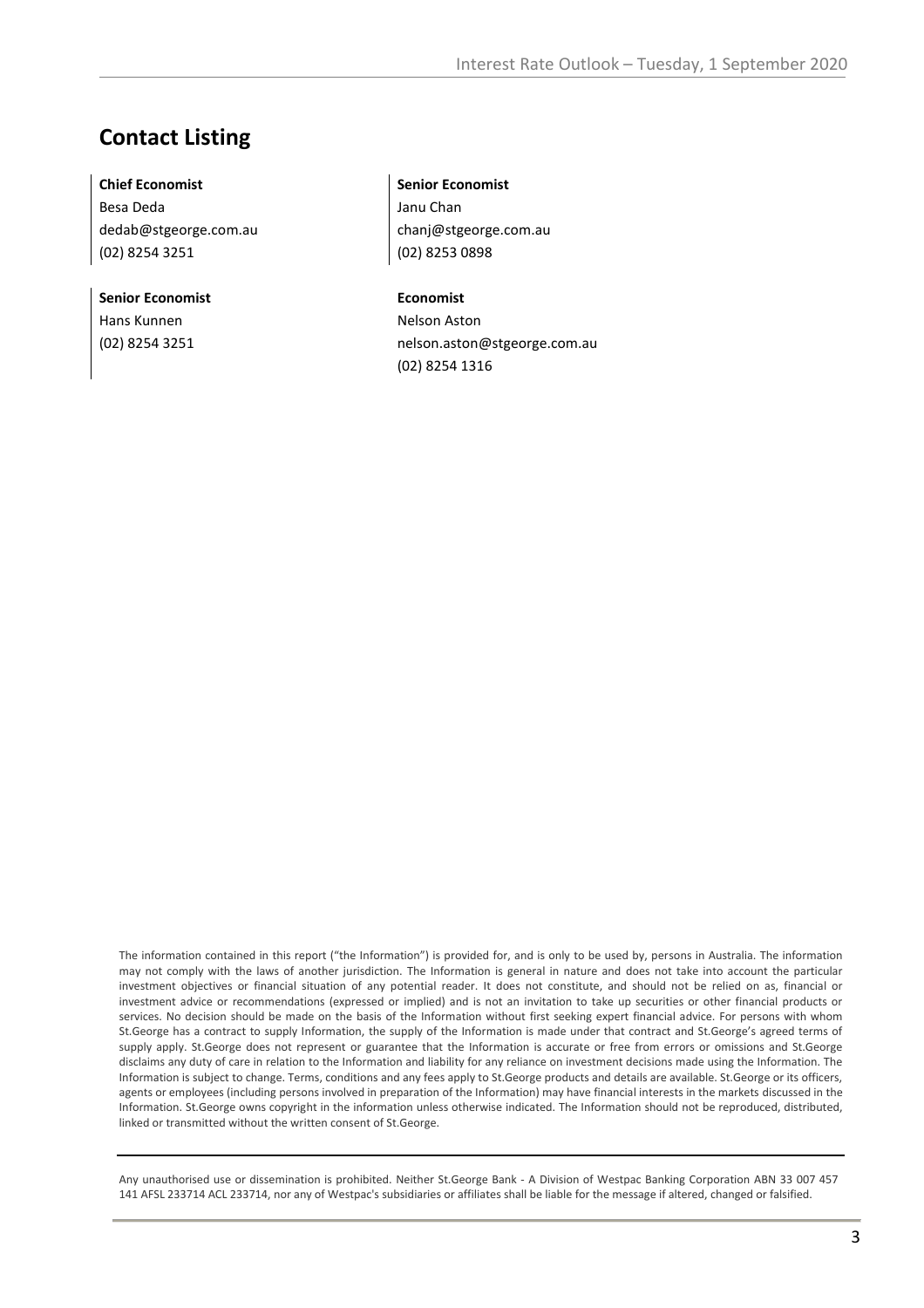## Contact Listing

**Chief Economist**
Besa Deda
dedab@stgeorge.com.au
(02) 8254 3251

**Senior Economist**
Janu Chan
chanj@stgeorge.com.au
(02) 8253 0898

**Senior Economist**
Hans Kunnen
(02) 8254 3251

**Economist**
Nelson Aston
nelson.aston@stgeorge.com.au
(02) 8254 1316

The information contained in this report ("the Information") is provided for, and is only to be used by, persons in Australia. The information may not comply with the laws of another jurisdiction. The Information is general in nature and does not take into account the particular investment objectives or financial situation of any potential reader. It does not constitute, and should not be relied on as, financial or investment advice or recommendations (expressed or implied) and is not an invitation to take up securities or other financial products or services. No decision should be made on the basis of the Information without first seeking expert financial advice. For persons with whom St.George has a contract to supply Information, the supply of the Information is made under that contract and St.George's agreed terms of supply apply. St.George does not represent or guarantee that the Information is accurate or free from errors or omissions and St.George disclaims any duty of care in relation to the Information and liability for any reliance on investment decisions made using the Information. The Information is subject to change. Terms, conditions and any fees apply to St.George products and details are available. St.George or its officers, agents or employees (including persons involved in preparation of the Information) may have financial interests in the markets discussed in the Information. St.George owns copyright in the information unless otherwise indicated. The Information should not be reproduced, distributed, linked or transmitted without the written consent of St.George.

Any unauthorised use or dissemination is prohibited. Neither St.George Bank - A Division of Westpac Banking Corporation ABN 33 007 457 141 AFSL 233714 ACL 233714, nor any of Westpac's subsidiaries or affiliates shall be liable for the message if altered, changed or falsified.